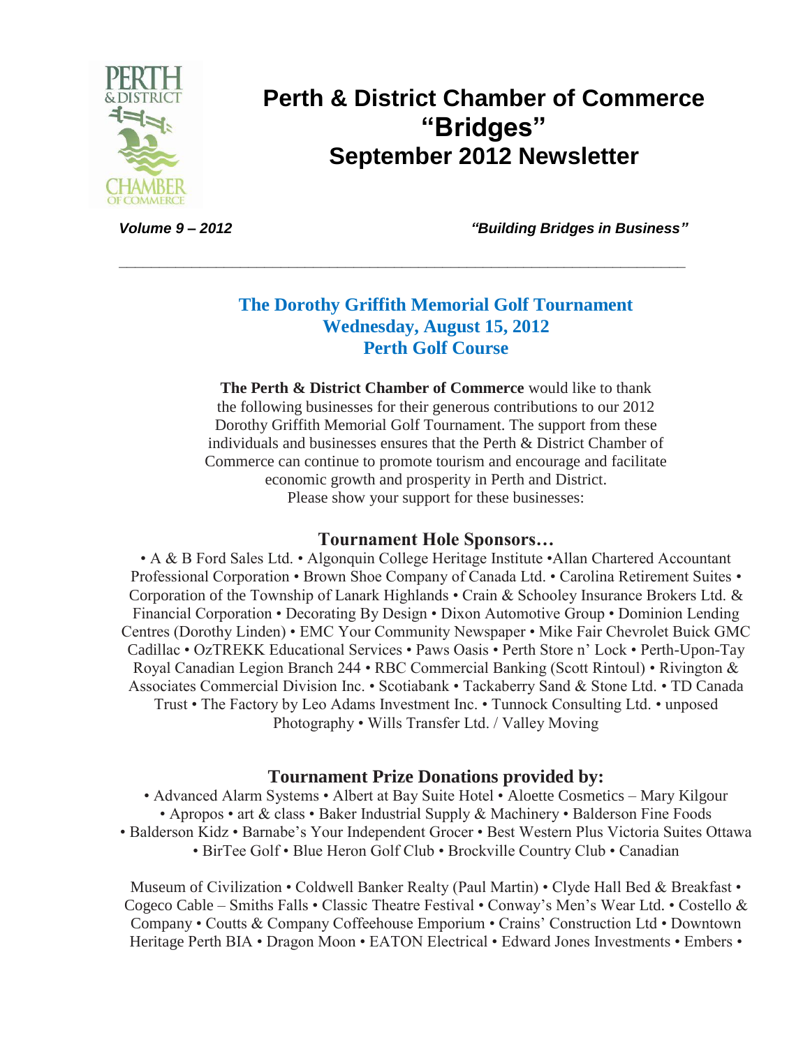# Perth & District Chamber of Commerce "Bridges" September 2012 Newsletter

***Volume 9 – 2012*** ***"Building Bridges in Business"***

---

## The Dorothy Griffith Memorial Golf Tournament
## Wednesday, August 15, 2012
## Perth Golf Course

**The Perth & District Chamber of Commerce** would like to thank the following businesses for their generous contributions to our 2012 Dorothy Griffith Memorial Golf Tournament. The support from these individuals and businesses ensures that the Perth & District Chamber of Commerce can continue to promote tourism and encourage and facilitate economic growth and prosperity in Perth and District.
Please show your support for these businesses:

### Tournament Hole Sponsors…

• A & B Ford Sales Ltd. • Algonquin College Heritage Institute •Allan Chartered Accountant Professional Corporation • Brown Shoe Company of Canada Ltd. • Carolina Retirement Suites • Corporation of the Township of Lanark Highlands • Crain & Schooley Insurance Brokers Ltd. & Financial Corporation • Decorating By Design • Dixon Automotive Group • Dominion Lending Centres (Dorothy Linden) • EMC Your Community Newspaper • Mike Fair Chevrolet Buick GMC Cadillac • OzTREKK Educational Services • Paws Oasis • Perth Store n' Lock • Perth-Upon-Tay Royal Canadian Legion Branch 244 • RBC Commercial Banking (Scott Rintoul) • Rivington & Associates Commercial Division Inc. • Scotiabank • Tackaberry Sand & Stone Ltd. • TD Canada Trust • The Factory by Leo Adams Investment Inc. • Tunnock Consulting Ltd. • unposed Photography • Wills Transfer Ltd. / Valley Moving

### Tournament Prize Donations provided by:

• Advanced Alarm Systems • Albert at Bay Suite Hotel • Aloette Cosmetics – Mary Kilgour • Apropos • art & class • Baker Industrial Supply & Machinery • Balderson Fine Foods • Balderson Kidz • Barnabe's Your Independent Grocer • Best Western Plus Victoria Suites Ottawa • BirTee Golf • Blue Heron Golf Club • Brockville Country Club • Canadian

Museum of Civilization • Coldwell Banker Realty (Paul Martin) • Clyde Hall Bed & Breakfast • Cogeco Cable – Smiths Falls • Classic Theatre Festival • Conway's Men's Wear Ltd. • Costello & Company • Coutts & Company Coffeehouse Emporium • Crains' Construction Ltd • Downtown Heritage Perth BIA • Dragon Moon • EATON Electrical • Edward Jones Investments • Embers •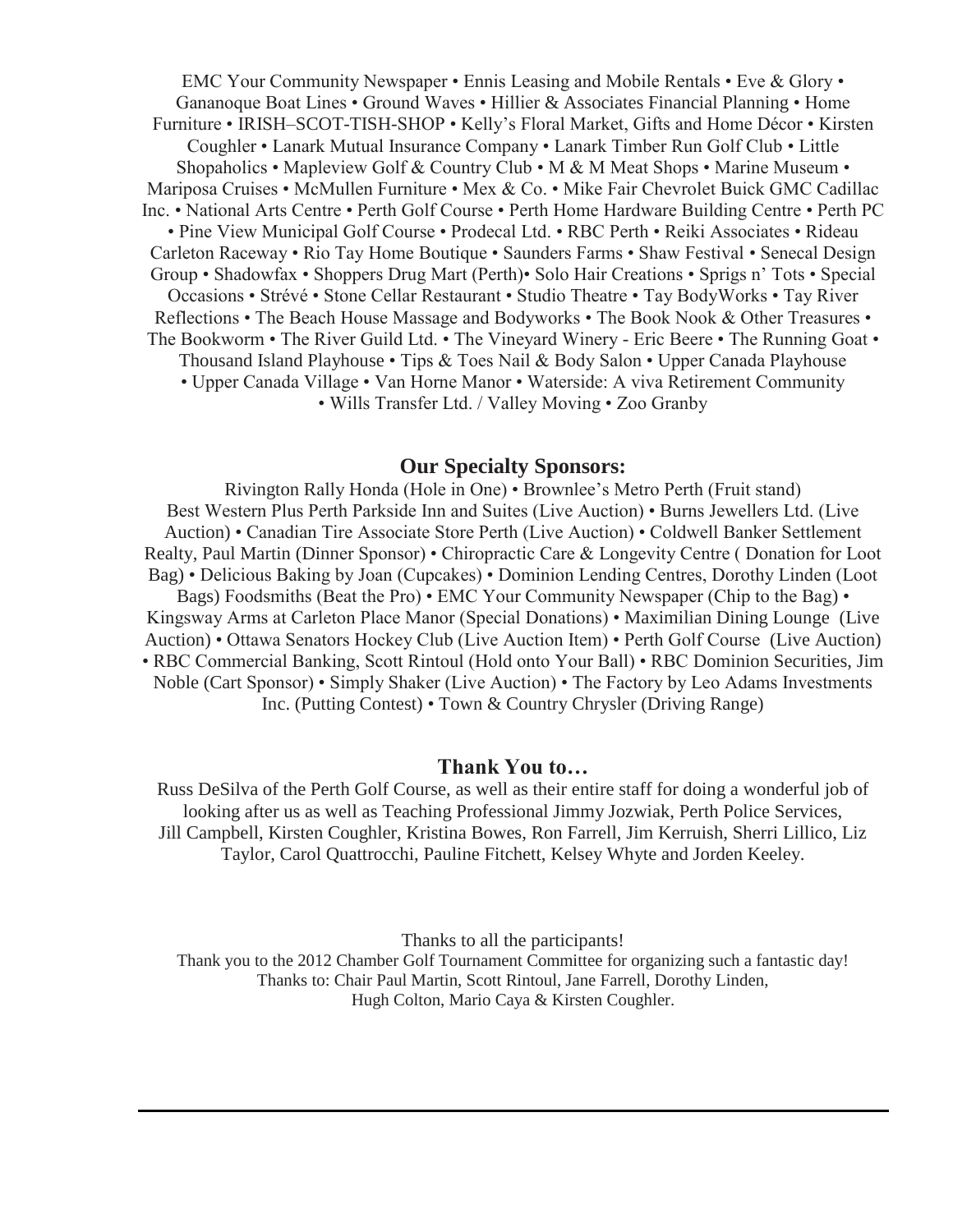EMC Your Community Newspaper • Ennis Leasing and Mobile Rentals • Eve & Glory • Gananoque Boat Lines • Ground Waves • Hillier & Associates Financial Planning • Home Furniture • IRISH–SCOT-TISH-SHOP • Kelly's Floral Market, Gifts and Home Décor • Kirsten Coughler • Lanark Mutual Insurance Company • Lanark Timber Run Golf Club • Little Shopaholics • Mapleview Golf & Country Club • M & M Meat Shops • Marine Museum • Mariposa Cruises • McMullen Furniture • Mex & Co. • Mike Fair Chevrolet Buick GMC Cadillac Inc. • National Arts Centre • Perth Golf Course • Perth Home Hardware Building Centre • Perth PC • Pine View Municipal Golf Course • Prodecal Ltd. • RBC Perth • Reiki Associates • Rideau Carleton Raceway • Rio Tay Home Boutique • Saunders Farms • Shaw Festival • Senecal Design Group • Shadowfax • Shoppers Drug Mart (Perth)• Solo Hair Creations • Sprigs n' Tots • Special Occasions • Strévé • Stone Cellar Restaurant • Studio Theatre • Tay BodyWorks • Tay River Reflections • The Beach House Massage and Bodyworks • The Book Nook & Other Treasures • The Bookworm • The River Guild Ltd. • The Vineyard Winery - Eric Beere • The Running Goat • Thousand Island Playhouse • Tips & Toes Nail & Body Salon • Upper Canada Playhouse • Upper Canada Village • Van Horne Manor • Waterside: A viva Retirement Community • Wills Transfer Ltd. / Valley Moving • Zoo Granby

## Our Specialty Sponsors:

Rivington Rally Honda (Hole in One) • Brownlee's Metro Perth (Fruit stand) Best Western Plus Perth Parkside Inn and Suites (Live Auction) • Burns Jewellers Ltd. (Live Auction) • Canadian Tire Associate Store Perth (Live Auction) • Coldwell Banker Settlement Realty, Paul Martin (Dinner Sponsor) • Chiropractic Care & Longevity Centre ( Donation for Loot Bag) • Delicious Baking by Joan (Cupcakes) • Dominion Lending Centres, Dorothy Linden (Loot Bags) Foodsmiths (Beat the Pro) • EMC Your Community Newspaper (Chip to the Bag) • Kingsway Arms at Carleton Place Manor (Special Donations) • Maximilian Dining Lounge (Live Auction) • Ottawa Senators Hockey Club (Live Auction Item) • Perth Golf Course (Live Auction) • RBC Commercial Banking, Scott Rintoul (Hold onto Your Ball) • RBC Dominion Securities, Jim Noble (Cart Sponsor) • Simply Shaker (Live Auction) • The Factory by Leo Adams Investments Inc. (Putting Contest) • Town & Country Chrysler (Driving Range)

## Thank You to…

Russ DeSilva of the Perth Golf Course, as well as their entire staff for doing a wonderful job of looking after us as well as Teaching Professional Jimmy Jozwiak, Perth Police Services, Jill Campbell, Kirsten Coughler, Kristina Bowes, Ron Farrell, Jim Kerruish, Sherri Lillico, Liz Taylor, Carol Quattrocchi, Pauline Fitchett, Kelsey Whyte and Jorden Keeley.

Thanks to all the participants!
Thank you to the 2012 Chamber Golf Tournament Committee for organizing such a fantastic day!
Thanks to: Chair Paul Martin, Scott Rintoul, Jane Farrell, Dorothy Linden,
Hugh Colton, Mario Caya & Kirsten Coughler.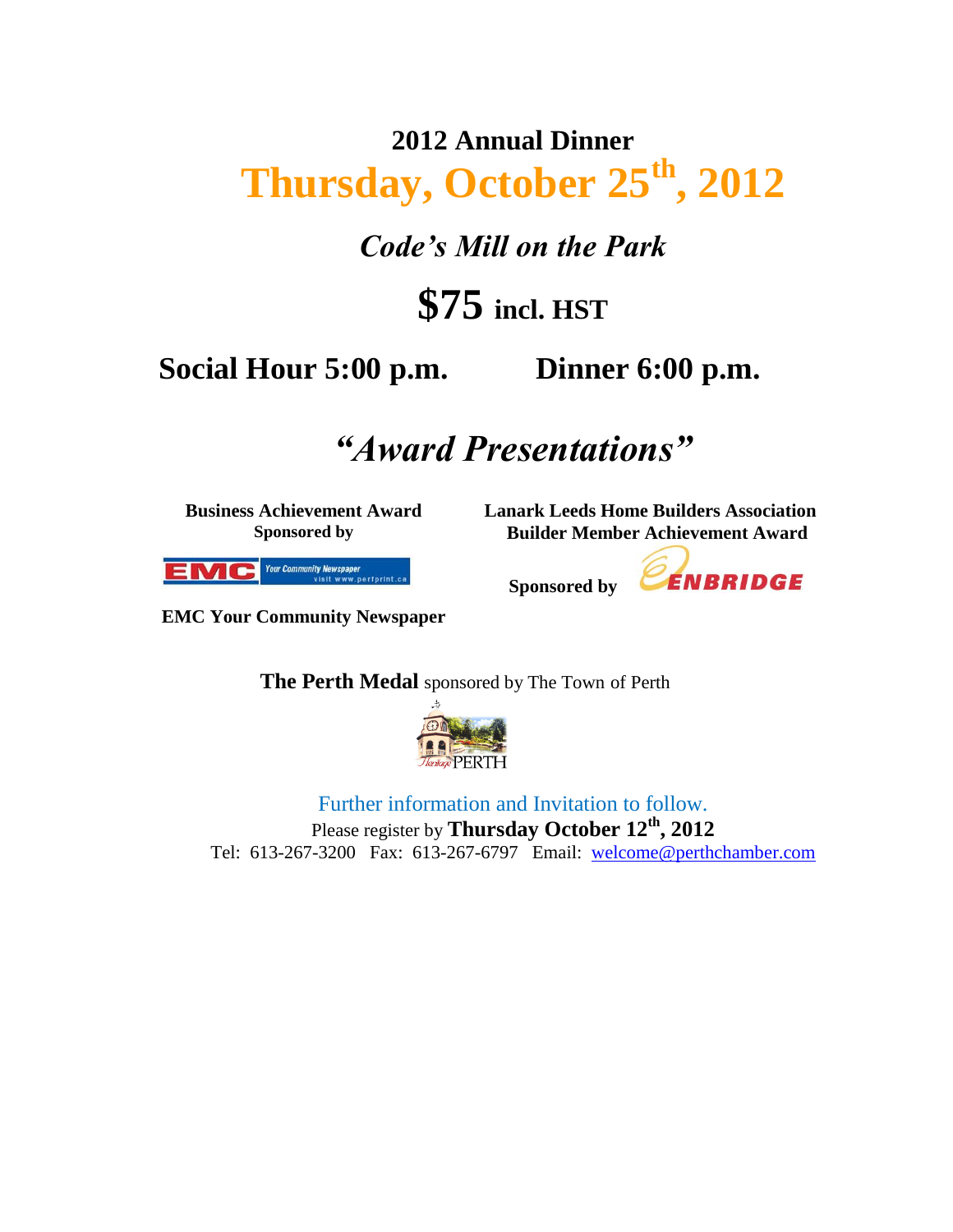# 2012 Annual Dinner

# Thursday, October 25th, 2012

## *Code's Mill on the Park*

## $75 incl. HST

**Social Hour 5:00 p.m.** **Dinner 6:00 p.m.**

## *"Award Presentations"*

**Business Achievement Award**
**Sponsored by**

**EMC Your Community Newspaper**

**Lanark Leeds Home Builders Association**
**Builder Member Achievement Award**

**Sponsored by** ENBRIDGE

**The Perth Medal** sponsored by The Town of Perth

Further information and Invitation to follow.

Please register by **Thursday October 12th, 2012**

Tel: 613-267-3200 Fax: 613-267-6797 Email: welcome@perthchamber.com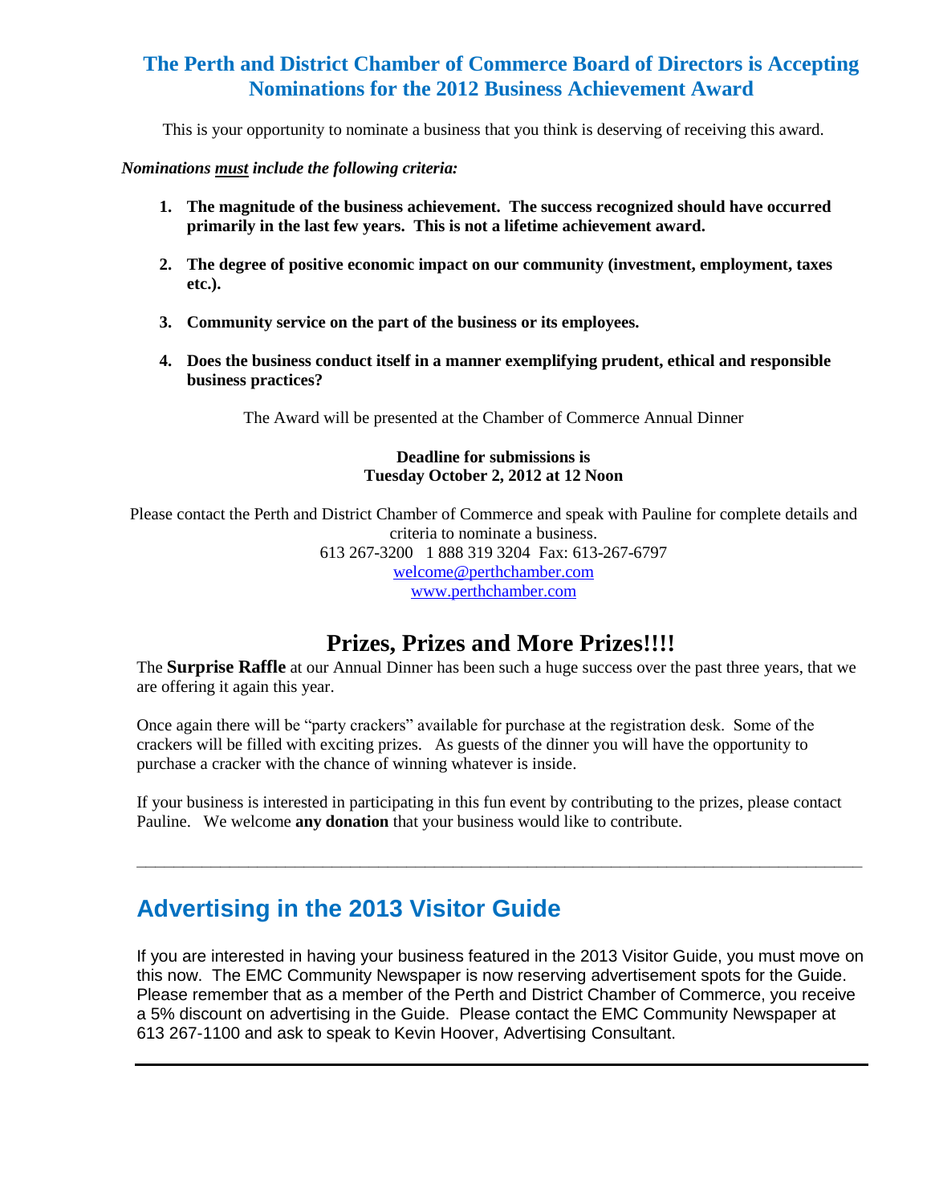## The Perth and District Chamber of Commerce Board of Directors is Accepting Nominations for the 2012 Business Achievement Award

This is your opportunity to nominate a business that you think is deserving of receiving this award.

***Nominations must include the following criteria:***

1. **The magnitude of the business achievement. The success recognized should have occurred primarily in the last few years. This is not a lifetime achievement award.**

2. **The degree of positive economic impact on our community (investment, employment, taxes etc.).**

3. **Community service on the part of the business or its employees.**

4. **Does the business conduct itself in a manner exemplifying prudent, ethical and responsible business practices?**

The Award will be presented at the Chamber of Commerce Annual Dinner

**Deadline for submissions is**
**Tuesday October 2, 2012 at 12 Noon**

Please contact the Perth and District Chamber of Commerce and speak with Pauline for complete details and criteria to nominate a business.
613 267-3200 1 888 319 3204 Fax: 613-267-6797
welcome@perthchamber.com
www.perthchamber.com

## Prizes, Prizes and More Prizes!!!!

The **Surprise Raffle** at our Annual Dinner has been such a huge success over the past three years, that we are offering it again this year.

Once again there will be "party crackers" available for purchase at the registration desk. Some of the crackers will be filled with exciting prizes. As guests of the dinner you will have the opportunity to purchase a cracker with the chance of winning whatever is inside.

If your business is interested in participating in this fun event by contributing to the prizes, please contact Pauline. We welcome **any donation** that your business would like to contribute.

---

## Advertising in the 2013 Visitor Guide

If you are interested in having your business featured in the 2013 Visitor Guide, you must move on this now. The EMC Community Newspaper is now reserving advertisement spots for the Guide. Please remember that as a member of the Perth and District Chamber of Commerce, you receive a 5% discount on advertising in the Guide. Please contact the EMC Community Newspaper at 613 267-1100 and ask to speak to Kevin Hoover, Advertising Consultant.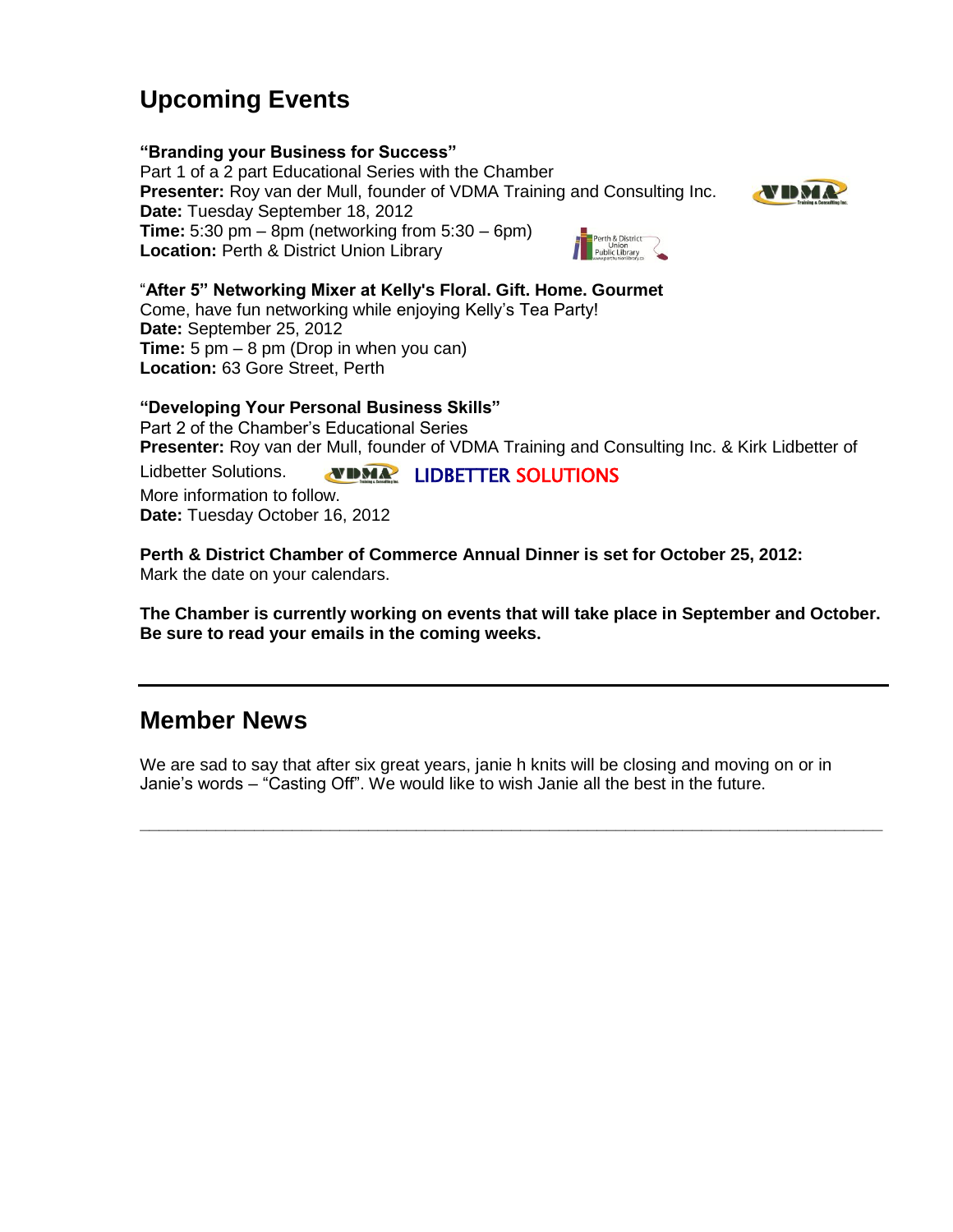## Upcoming Events

**"Branding your Business for Success"**
Part 1 of a 2 part Educational Series with the Chamber
**Presenter:** Roy van der Mull, founder of VDMA Training and Consulting Inc.
**Date:** Tuesday September 18, 2012
**Time:** 5:30 pm – 8pm (networking from 5:30 – 6pm)
**Location:** Perth & District Union Library

"**After 5" Networking Mixer at Kelly's Floral. Gift. Home. Gourmet**
Come, have fun networking while enjoying Kelly's Tea Party!
**Date:** September 25, 2012
**Time:** 5 pm – 8 pm (Drop in when you can)
**Location:** 63 Gore Street, Perth

**"Developing Your Personal Business Skills"**
Part 2 of the Chamber's Educational Series
**Presenter:** Roy van der Mull, founder of VDMA Training and Consulting Inc. & Kirk Lidbetter of Lidbetter Solutions.
More information to follow.
**Date:** Tuesday October 16, 2012

**Perth & District Chamber of Commerce Annual Dinner is set for October 25, 2012:**
Mark the date on your calendars.

**The Chamber is currently working on events that will take place in September and October. Be sure to read your emails in the coming weeks.**

---

## Member News

We are sad to say that after six great years, janie h knits will be closing and moving on or in Janie's words – "Casting Off". We would like to wish Janie all the best in the future.

---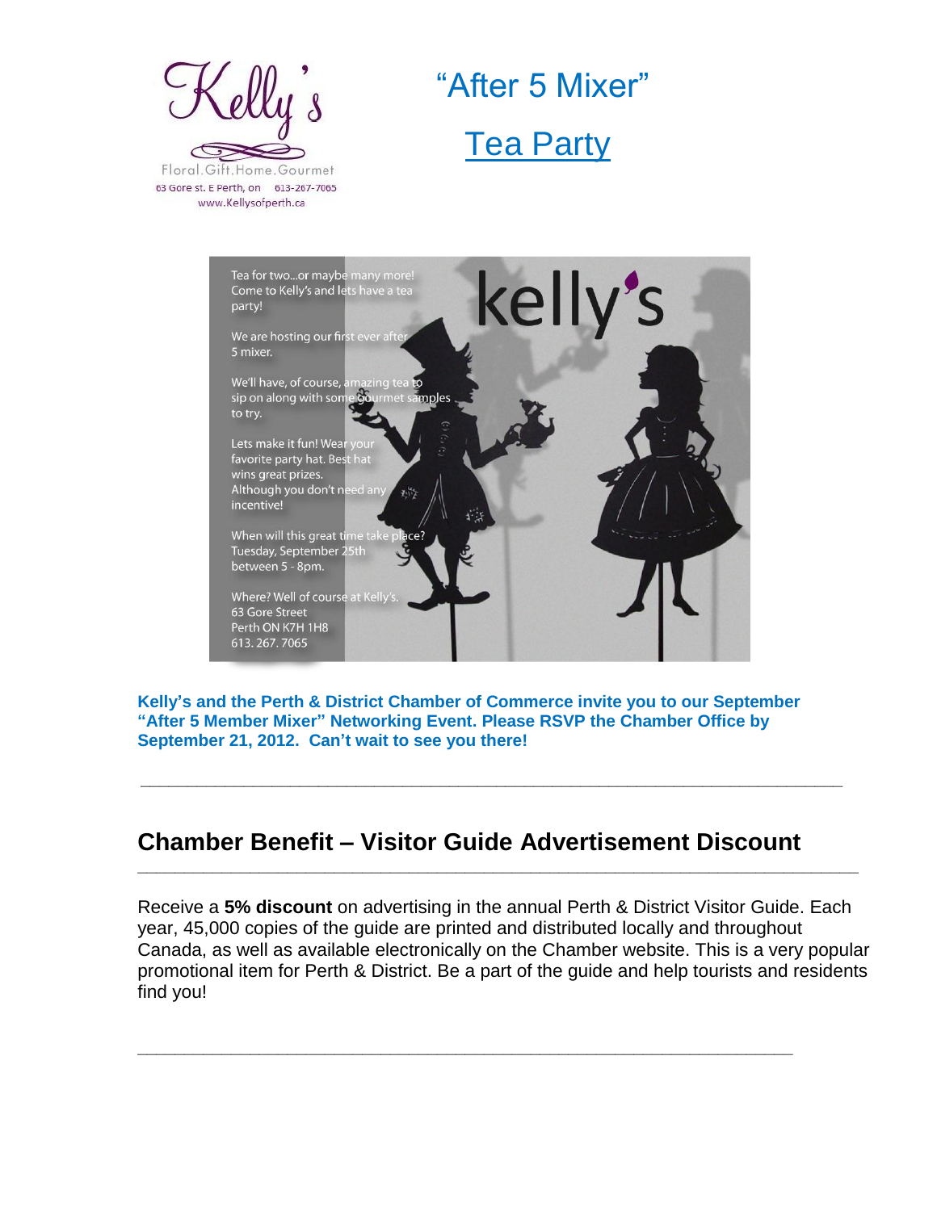Kelly's

Floral.Gift.Home.Gourmet

63 Gore st. E Perth, on 613-267-7065

www.Kellysofperth.ca

# "After 5 Mixer"

# Tea Party

Tea for two...or maybe many more! Come to Kelly's and lets have a tea party!

We are hosting our first ever after 5 mixer.

We'll have, of course, amazing tea to sip on along with some gourmet samples to try.

Lets make it fun! Wear your favorite party hat. Best hat wins great prizes. Although you don't need any incentive!

When will this great time take place? Tuesday, September 25th between 5 - 8pm.

Where? Well of course at Kelly's. 63 Gore Street Perth ON K7H 1H8 613. 267. 7065

**Kelly's and the Perth & District Chamber of Commerce invite you to our September "After 5 Member Mixer" Networking Event. Please RSVP the Chamber Office by September 21, 2012. Can't wait to see you there!**

---

## Chamber Benefit – Visitor Guide Advertisement Discount

---

Receive a **5% discount** on advertising in the annual Perth & District Visitor Guide. Each year, 45,000 copies of the guide are printed and distributed locally and throughout Canada, as well as available electronically on the Chamber website. This is a very popular promotional item for Perth & District. Be a part of the guide and help tourists and residents find you!

---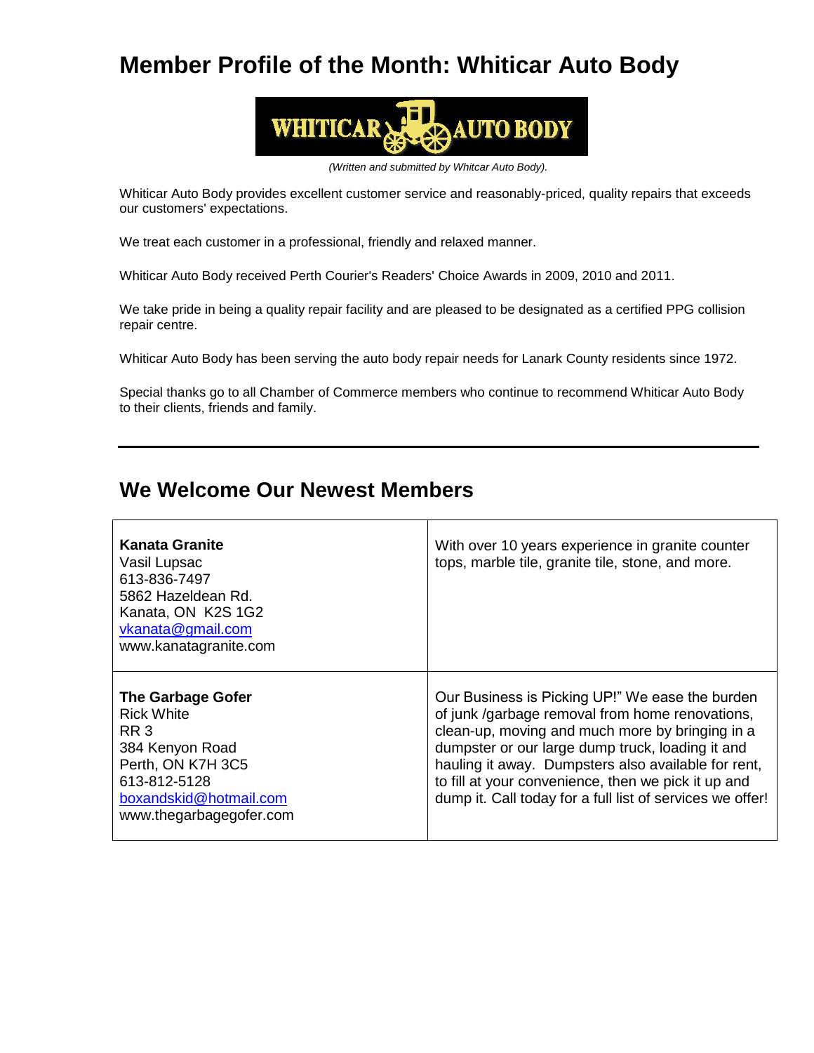# Member Profile of the Month: Whiticar Auto Body

*(Written and submitted by Whitcar Auto Body).*

Whiticar Auto Body provides excellent customer service and reasonably-priced, quality repairs that exceeds our customers' expectations.

We treat each customer in a professional, friendly and relaxed manner.

Whiticar Auto Body received Perth Courier's Readers' Choice Awards in 2009, 2010 and 2011.

We take pride in being a quality repair facility and are pleased to be designated as a certified PPG collision repair centre.

Whiticar Auto Body has been serving the auto body repair needs for Lanark County residents since 1972.

Special thanks go to all Chamber of Commerce members who continue to recommend Whiticar Auto Body to their clients, friends and family.

---

## We Welcome Our Newest Members

| | |
|---|---|
| **Kanata Granite**<br>Vasil Lupsac<br>613-836-7497<br>5862 Hazeldean Rd.<br>Kanata, ON K2S 1G2<br>vkanata@gmail.com<br>www.kanatagranite.com | With over 10 years experience in granite counter tops, marble tile, granite tile, stone, and more. |
| **The Garbage Gofer**<br>Rick White<br>RR 3<br>384 Kenyon Road<br>Perth, ON K7H 3C5<br>613-812-5128<br>boxandskid@hotmail.com<br>www.thegarbagegofer.com | Our Business is Picking UP!" We ease the burden of junk /garbage removal from home renovations, clean-up, moving and much more by bringing in a dumpster or our large dump truck, loading it and hauling it away. Dumpsters also available for rent, to fill at your convenience, then we pick it up and dump it. Call today for a full list of services we offer! |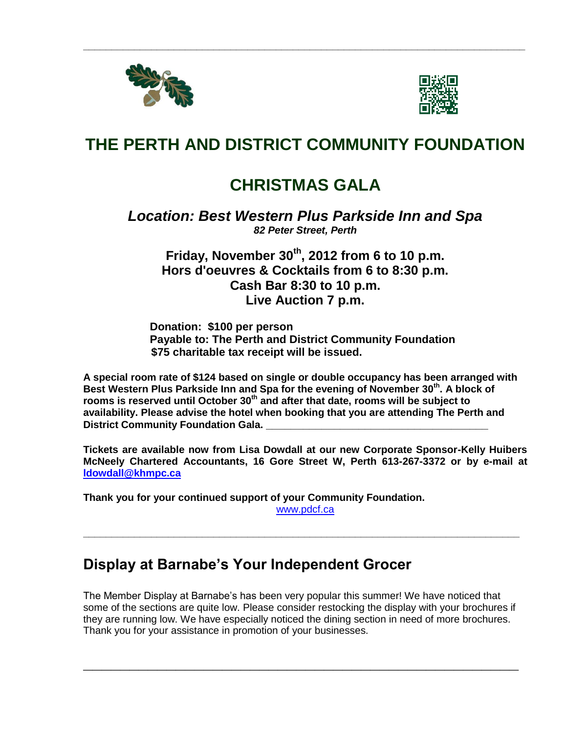# THE PERTH AND DISTRICT COMMUNITY FOUNDATION

## CHRISTMAS GALA

***Location: Best Western Plus Parkside Inn and Spa***
***82 Peter Street, Perth***

**Friday, November 30th, 2012 from 6 to 10 p.m.**
**Hors d'oeuvres & Cocktails from 6 to 8:30 p.m.**
**Cash Bar 8:30 to 10 p.m.**
**Live Auction 7 p.m.**

**Donation: $100 per person**
**Payable to: The Perth and District Community Foundation**
**$75 charitable tax receipt will be issued.**

**A special room rate of $124 based on single or double occupancy has been arranged with Best Western Plus Parkside Inn and Spa for the evening of November 30th. A block of rooms is reserved until October 30th and after that date, rooms will be subject to availability. Please advise the hotel when booking that you are attending The Perth and District Community Foundation Gala.**

**Tickets are available now from Lisa Dowdall at our new Corporate Sponsor-Kelly Huibers McNeely Chartered Accountants, 16 Gore Street W, Perth 613-267-3372 or by e-mail at [ldowdall@khmpc.ca](mailto:ldowdall@khmpc.ca)**

**Thank you for your continued support of your Community Foundation.**
[www.pdcf.ca](http://www.pdcf.ca)

---

## Display at Barnabe's Your Independent Grocer

The Member Display at Barnabe's has been very popular this summer! We have noticed that some of the sections are quite low. Please consider restocking the display with your brochures if they are running low. We have especially noticed the dining section in need of more brochures. Thank you for your assistance in promotion of your businesses.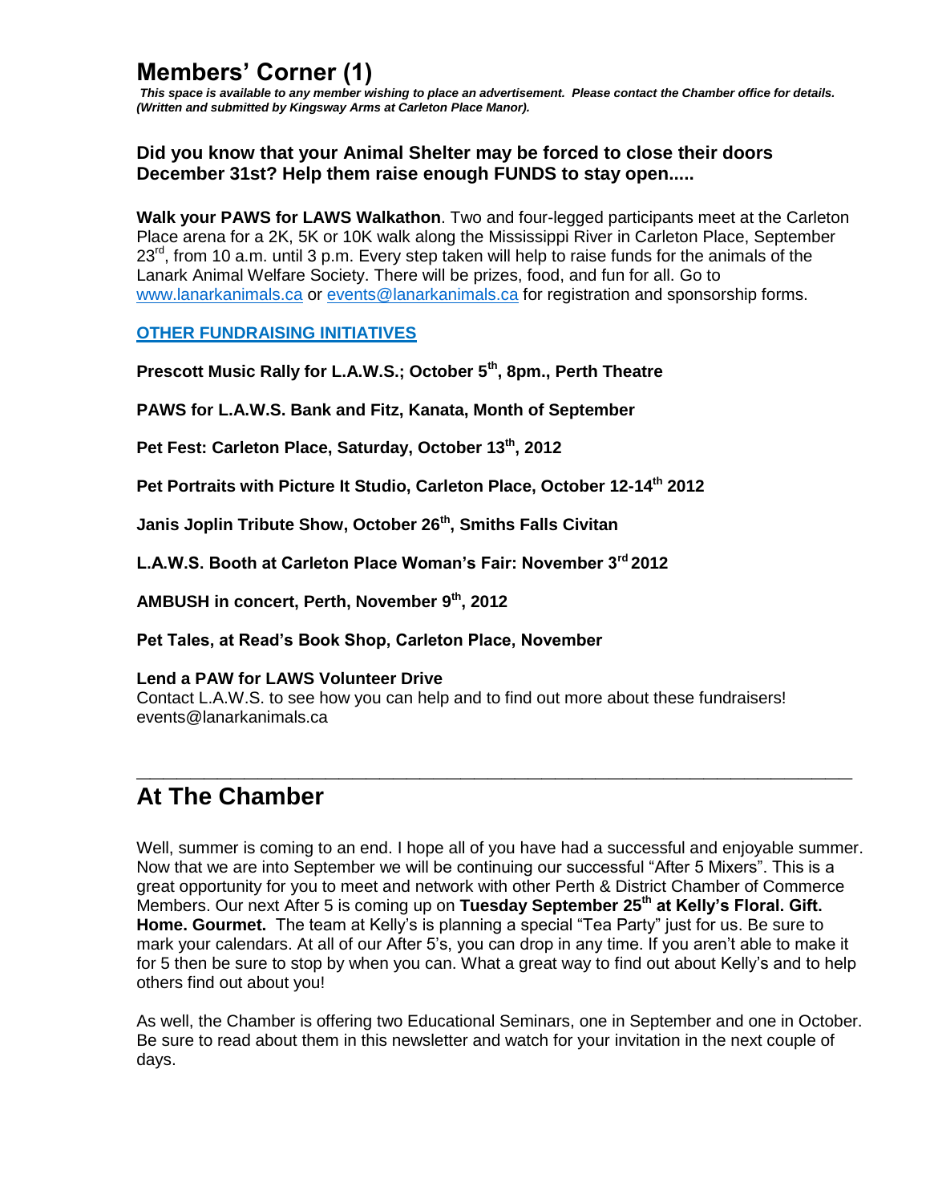# Members' Corner (1)

***This space is available to any member wishing to place an advertisement. Please contact the Chamber office for details. (Written and submitted by Kingsway Arms at Carleton Place Manor).***

### Did you know that your Animal Shelter may be forced to close their doors December 31st? Help them raise enough FUNDS to stay open.....

**Walk your PAWS for LAWS Walkathon**. Two and four-legged participants meet at the Carleton Place arena for a 2K, 5K or 10K walk along the Mississippi River in Carleton Place, September 23rd, from 10 a.m. until 3 p.m. Every step taken will help to raise funds for the animals of the Lanark Animal Welfare Society. There will be prizes, food, and fun for all. Go to www.lanarkanimals.ca or events@lanarkanimals.ca for registration and sponsorship forms.

**OTHER FUNDRAISING INITIATIVES**

**Prescott Music Rally for L.A.W.S.; October 5th, 8pm., Perth Theatre**

**PAWS for L.A.W.S. Bank and Fitz, Kanata, Month of September**

**Pet Fest: Carleton Place, Saturday, October 13th, 2012**

**Pet Portraits with Picture It Studio, Carleton Place, October 12-14th 2012**

**Janis Joplin Tribute Show, October 26th, Smiths Falls Civitan**

**L.A.W.S. Booth at Carleton Place Woman's Fair: November 3rd 2012**

**AMBUSH in concert, Perth, November 9th, 2012**

**Pet Tales, at Read's Book Shop, Carleton Place, November**

**Lend a PAW for LAWS Volunteer Drive**
Contact L.A.W.S. to see how you can help and to find out more about these fundraisers! events@lanarkanimals.ca

---

# At The Chamber

Well, summer is coming to an end. I hope all of you have had a successful and enjoyable summer. Now that we are into September we will be continuing our successful "After 5 Mixers". This is a great opportunity for you to meet and network with other Perth & District Chamber of Commerce Members. Our next After 5 is coming up on **Tuesday September 25th at Kelly's Floral. Gift. Home. Gourmet.** The team at Kelly's is planning a special "Tea Party" just for us. Be sure to mark your calendars. At all of our After 5's, you can drop in any time. If you aren't able to make it for 5 then be sure to stop by when you can. What a great way to find out about Kelly's and to help others find out about you!

As well, the Chamber is offering two Educational Seminars, one in September and one in October. Be sure to read about them in this newsletter and watch for your invitation in the next couple of days.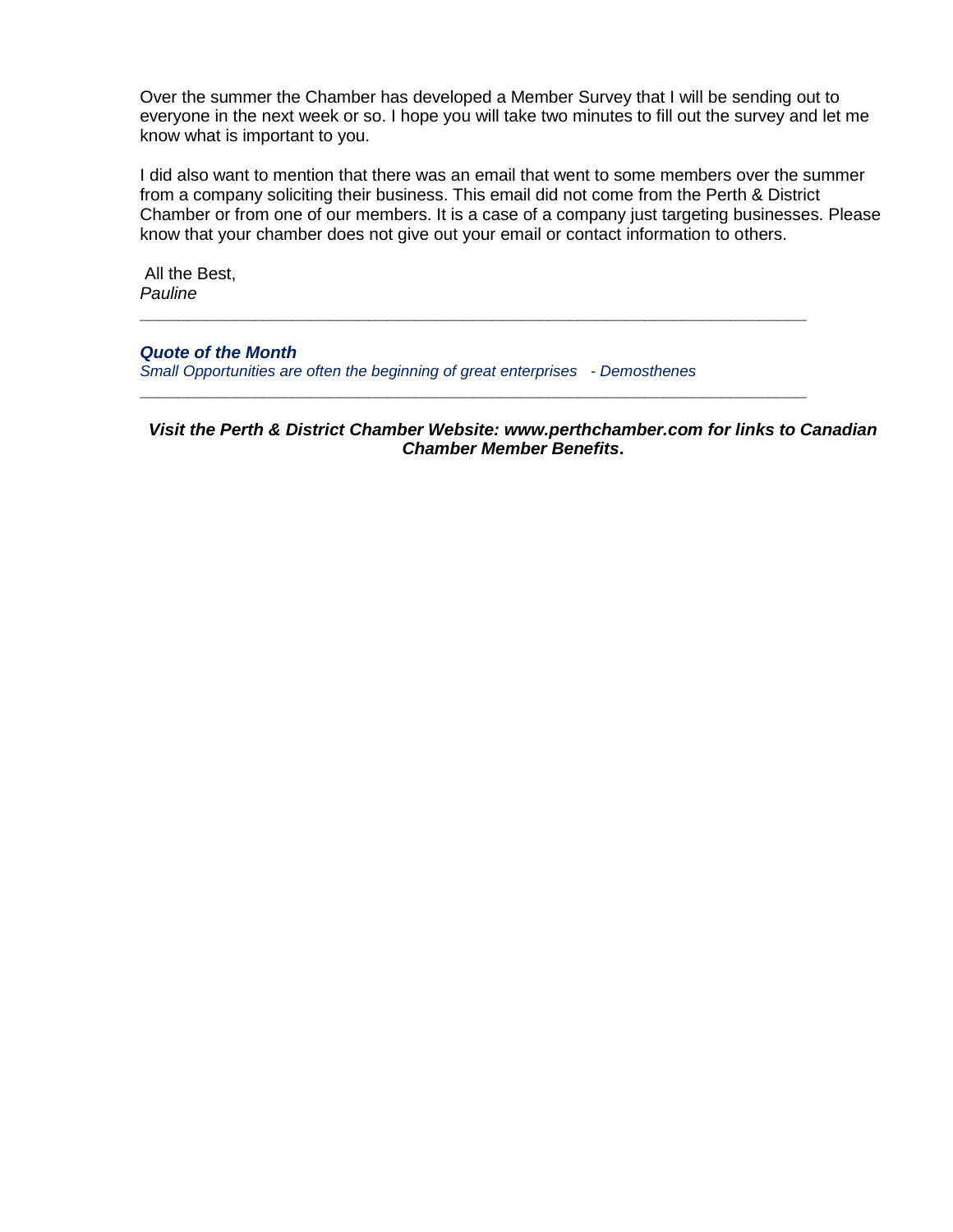Over the summer the Chamber has developed a Member Survey that I will be sending out to everyone in the next week or so. I hope you will take two minutes to fill out the survey and let me know what is important to you.

I did also want to mention that there was an email that went to some members over the summer from a company soliciting their business. This email did not come from the Perth & District Chamber or from one of our members. It is a case of a company just targeting businesses. Please know that your chamber does not give out your email or contact information to others.

All the Best,
*Pauline*

---

***Quote of the Month***
*Small Opportunities are often the beginning of great enterprises - Demosthenes*

---

***Visit the Perth & District Chamber Website: www.perthchamber.com for links to Canadian Chamber Member Benefits*****.**